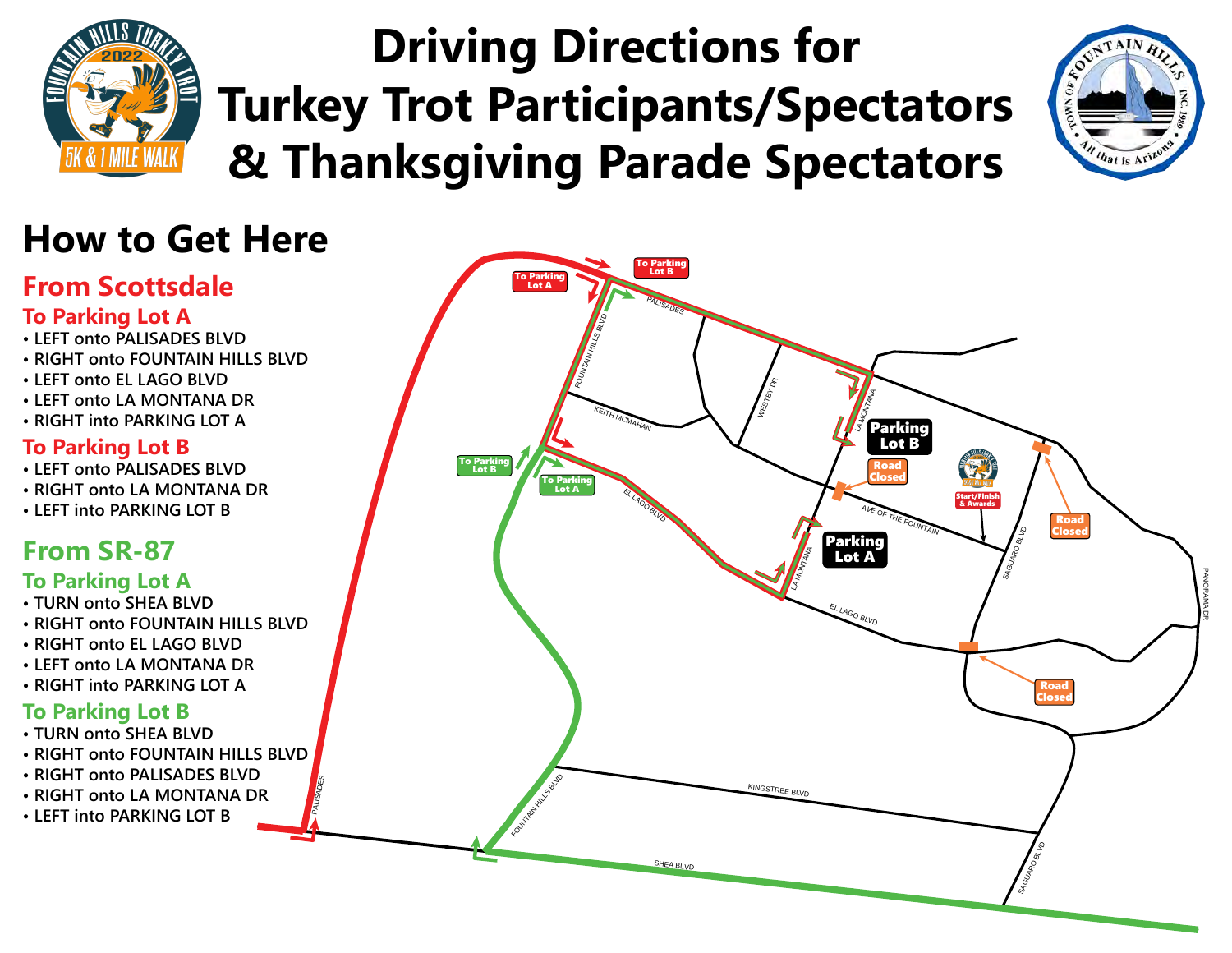# Driving Directions for Turkey Trot Participants/Spectators & Thanksgiving Parade Spectators

## How to Get Here

### From Scottsdale

#### To Parking Lot A

- LEFT onto PALISADES BLVD
- RIGHT onto FOUNTAIN HILLS BLVD
- LEFT onto EL LAGO BLVD
- LEFT onto LA MONTANA DR
- RIGHT into PARKING LOT A

#### To Parking Lot B

- LEFT onto PALISADES BLVD
- RIGHT onto LA MONTANA DR
- LEFT into PARKING LOT B

### From SR-87

#### To Parking Lot A

- TURN onto SHEA BLVD
- RIGHT onto FOUNTAIN HILLS BLVD
- RIGHT onto EL LAGO BLVD
- LEFT onto LA MONTANA DR
- RIGHT into PARKING LOT A

#### To Parking Lot B

- TURN onto SHEA BLVD
- RIGHT onto FOUNTAIN HILLS BLVD
- RIGHT onto PALISADES BLVD
- RIGHT onto LA MONTANA DR
- LEFT into PARKING LOT B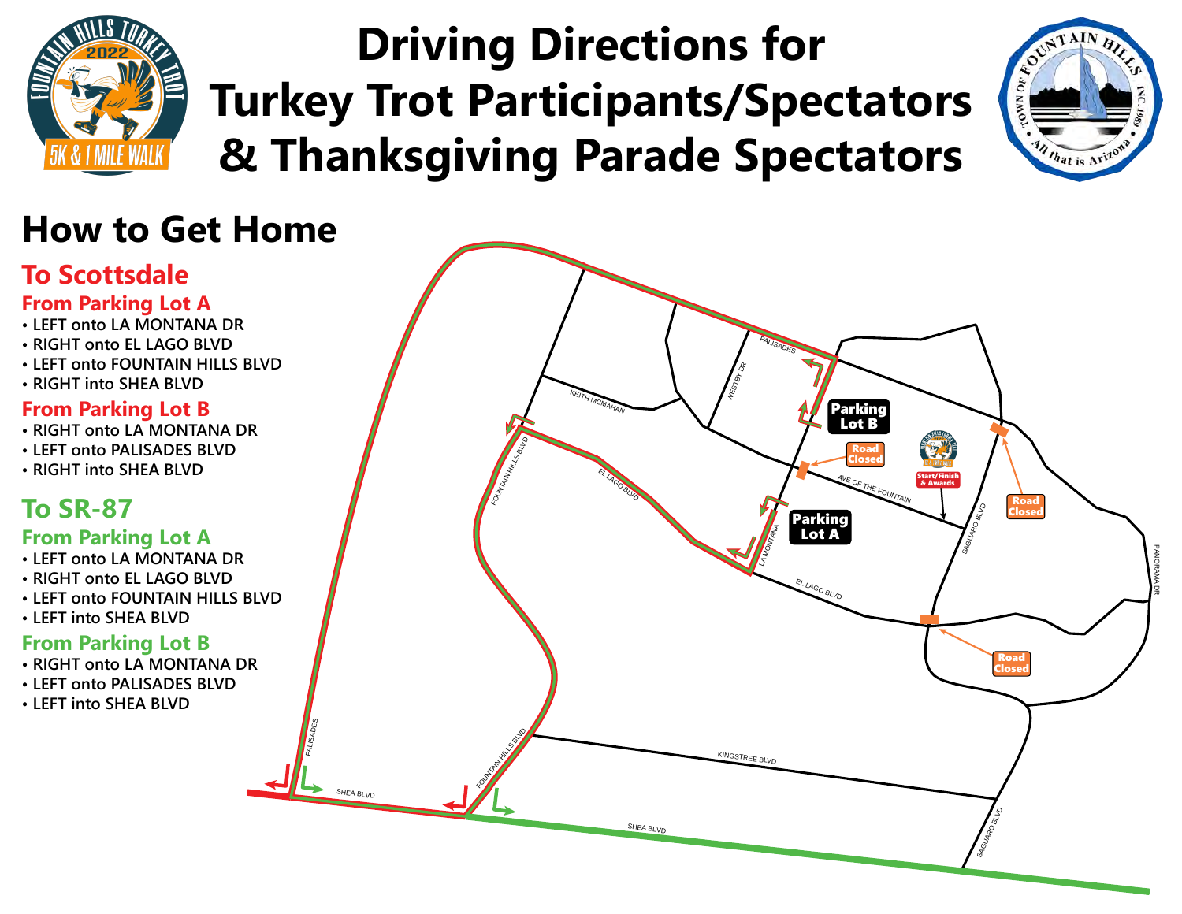# Driving Directions for Turkey Trot Participants/Spectators & Thanksgiving Parade Spectators

## How to Get Home

### To Scottsdale

#### From Parking Lot A

- LEFT onto LA MONTANA DR
- RIGHT onto EL LAGO BLVD
- LEFT onto FOUNTAIN HILLS BLVD
- RIGHT into SHEA BLVD

#### From Parking Lot B

- RIGHT onto LA MONTANA DR
- LEFT onto PALISADES BLVD
- RIGHT into SHEA BLVD

### To SR-87

#### From Parking Lot A

- LEFT onto LA MONTANA DR
- RIGHT onto EL LAGO BLVD
- LEFT onto FOUNTAIN HILLS BLVD
- LEFT into SHEA BLVD

#### From Parking Lot B

- RIGHT onto LA MONTANA DR
- LEFT onto PALISADES BLVD
- LEFT into SHEA BLVD

Parking Lot B

Parking Lot A

Road Closed

Road Closed

Road Closed

Start/Finish & Awards

PALISADES

KEITH MCMAHAN

WESTBY DR

FOUNTAIN HILLS BLVD

EL LAGO BLVD

AVE OF THE FOUNTAIN

LA MONTANA

SAGUARO BLVD

PANORAMA DR

KINGSTREE BLVD

SHEA BLVD